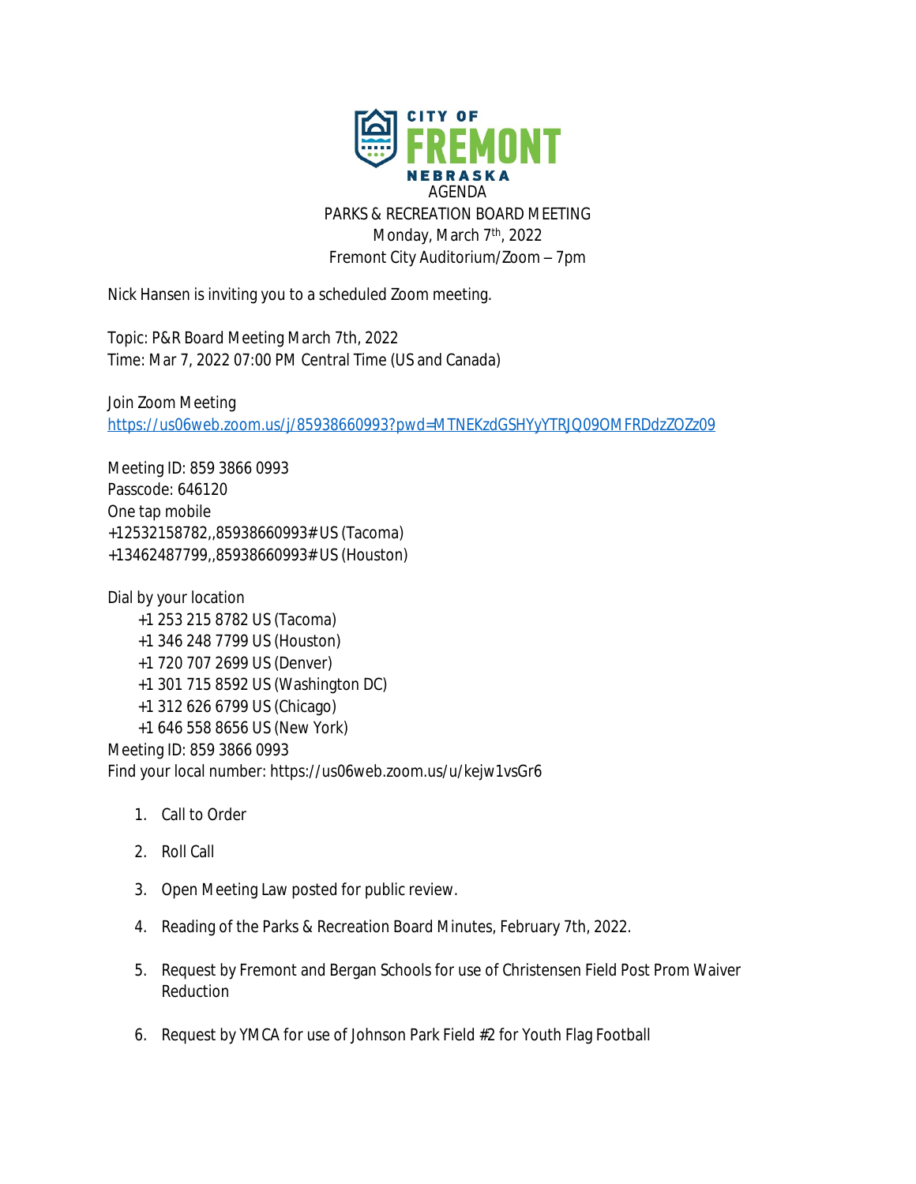CITY OF
# FREMONT
NEBRASKA

AGENDA
PARKS & RECREATION BOARD MEETING
Monday, March 7th, 2022
Fremont City Auditorium/Zoom – 7pm

Nick Hansen is inviting you to a scheduled Zoom meeting.

Topic: P&R Board Meeting March 7th, 2022
Time: Mar 7, 2022 07:00 PM Central Time (US and Canada)

Join Zoom Meeting
https://us06web.zoom.us/j/85938660993?pwd=MTNEKzdGSHYyYTRJQ09OMFRDdzZOZz09

Meeting ID: 859 3866 0993
Passcode: 646120
One tap mobile
+12532158782,,85938660993# US (Tacoma)
+13462487799,,85938660993# US (Houston)

Dial by your location
+1 253 215 8782 US (Tacoma)
+1 346 248 7799 US (Houston)
+1 720 707 2699 US (Denver)
+1 301 715 8592 US (Washington DC)
+1 312 626 6799 US (Chicago)
+1 646 558 8656 US (New York)
Meeting ID: 859 3866 0993
Find your local number: https://us06web.zoom.us/u/kejw1vsGr6

1. Call to Order
2. Roll Call
3. Open Meeting Law posted for public review.
4. Reading of the Parks & Recreation Board Minutes, February 7th, 2022.
5. Request by Fremont and Bergan Schools for use of Christensen Field Post Prom Waiver Reduction
6. Request by YMCA for use of Johnson Park Field #2 for Youth Flag Football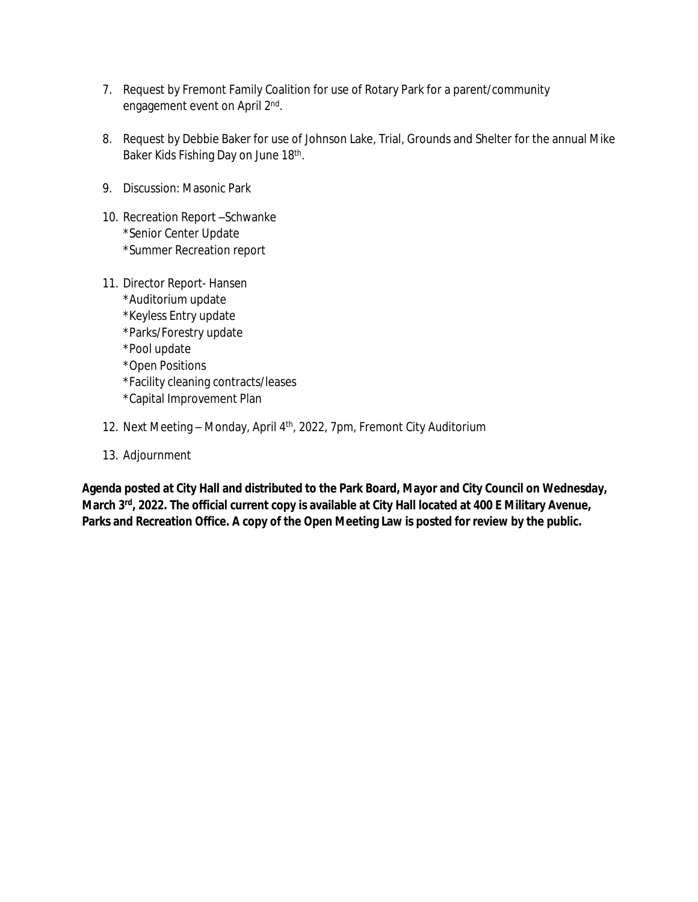7. Request by Fremont Family Coalition for use of Rotary Park for a parent/community engagement event on April 2nd.

8. Request by Debbie Baker for use of Johnson Lake, Trial, Grounds and Shelter for the annual Mike Baker Kids Fishing Day on June 18th.

9. Discussion: Masonic Park

10. Recreation Report –Schwanke
    *Senior Center Update
    *Summer Recreation report

11. Director Report- Hansen
    *Auditorium update
    *Keyless Entry update
    *Parks/Forestry update
    *Pool update
    *Open Positions
    *Facility cleaning contracts/leases
    *Capital Improvement Plan

12. Next Meeting – Monday, April 4th, 2022, 7pm, Fremont City Auditorium

13. Adjournment

**Agenda posted at City Hall and distributed to the Park Board, Mayor and City Council on Wednesday, March 3rd, 2022. The official current copy is available at City Hall located at 400 E Military Avenue, Parks and Recreation Office. A copy of the Open Meeting Law is posted for review by the public.**